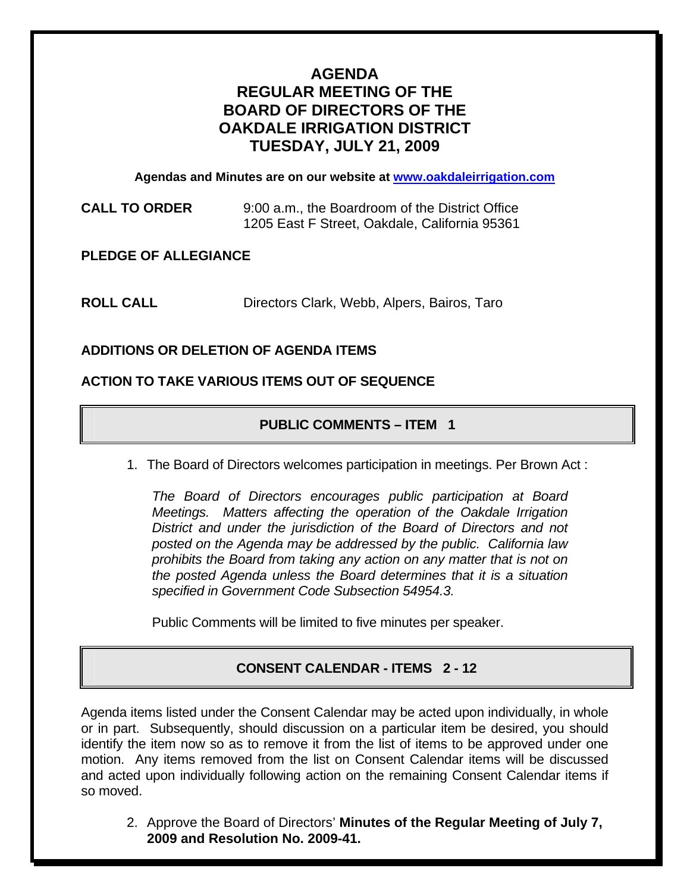# AGENDA
# REGULAR MEETING OF THE BOARD OF DIRECTORS OF THE OAKDALE IRRIGATION DISTRICT
# TUESDAY, JULY 21, 2009

**Agendas and Minutes are on our website at [www.oakdaleirrigation.com](http://www.oakdaleirrigation.com)**

**CALL TO ORDER** 9:00 a.m., the Boardroom of the District Office
1205 East F Street, Oakdale, California 95361

**PLEDGE OF ALLEGIANCE**

**ROLL CALL** Directors Clark, Webb, Alpers, Bairos, Taro

**ADDITIONS OR DELETION OF AGENDA ITEMS**

**ACTION TO TAKE VARIOUS ITEMS OUT OF SEQUENCE**

## PUBLIC COMMENTS – ITEM 1

1. The Board of Directors welcomes participation in meetings. Per Brown Act :

   *The Board of Directors encourages public participation at Board Meetings. Matters affecting the operation of the Oakdale Irrigation District and under the jurisdiction of the Board of Directors and not posted on the Agenda may be addressed by the public. California law prohibits the Board from taking any action on any matter that is not on the posted Agenda unless the Board determines that it is a situation specified in Government Code Subsection 54954.3.*

   Public Comments will be limited to five minutes per speaker.

## CONSENT CALENDAR - ITEMS 2 - 12

Agenda items listed under the Consent Calendar may be acted upon individually, in whole or in part. Subsequently, should discussion on a particular item be desired, you should identify the item now so as to remove it from the list of items to be approved under one motion. Any items removed from the list on Consent Calendar items will be discussed and acted upon individually following action on the remaining Consent Calendar items if so moved.

2. Approve the Board of Directors' **Minutes of the Regular Meeting of July 7, 2009 and Resolution No. 2009-41.**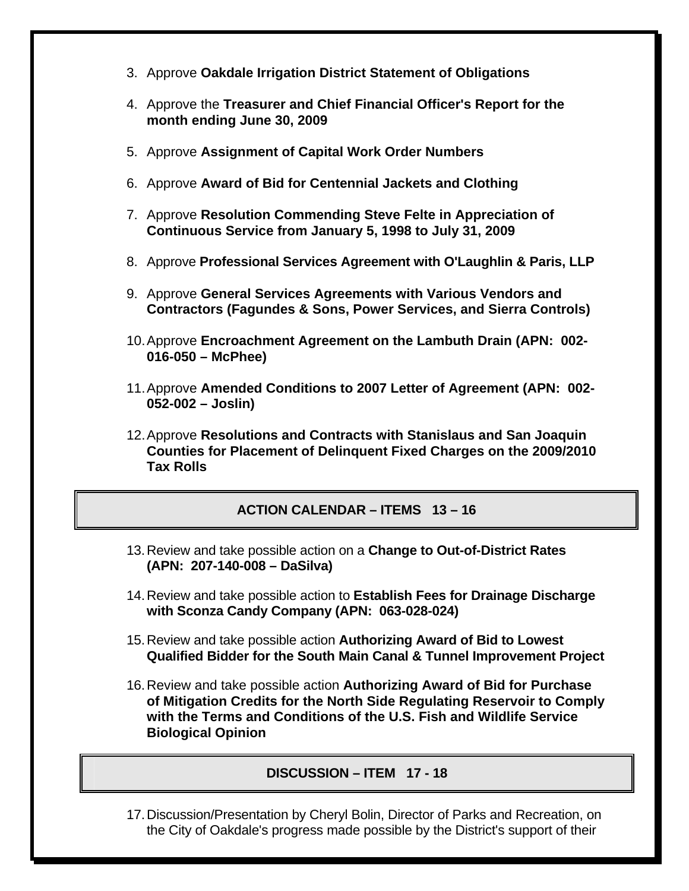3. Approve **Oakdale Irrigation District Statement of Obligations**

4. Approve the **Treasurer and Chief Financial Officer's Report for the month ending June 30, 2009**

5. Approve **Assignment of Capital Work Order Numbers**

6. Approve **Award of Bid for Centennial Jackets and Clothing**

7. Approve **Resolution Commending Steve Felte in Appreciation of Continuous Service from January 5, 1998 to July 31, 2009**

8. Approve **Professional Services Agreement with O'Laughlin & Paris, LLP**

9. Approve **General Services Agreements with Various Vendors and Contractors (Fagundes & Sons, Power Services, and Sierra Controls)**

10. Approve **Encroachment Agreement on the Lambuth Drain (APN: 002-016-050 – McPhee)**

11. Approve **Amended Conditions to 2007 Letter of Agreement (APN: 002-052-002 – Joslin)**

12. Approve **Resolutions and Contracts with Stanislaus and San Joaquin Counties for Placement of Delinquent Fixed Charges on the 2009/2010 Tax Rolls**

## ACTION CALENDAR – ITEMS 13 – 16

13. Review and take possible action on a **Change to Out-of-District Rates (APN: 207-140-008 – DaSilva)**

14. Review and take possible action to **Establish Fees for Drainage Discharge with Sconza Candy Company (APN: 063-028-024)**

15. Review and take possible action **Authorizing Award of Bid to Lowest Qualified Bidder for the South Main Canal & Tunnel Improvement Project**

16. Review and take possible action **Authorizing Award of Bid for Purchase of Mitigation Credits for the North Side Regulating Reservoir to Comply with the Terms and Conditions of the U.S. Fish and Wildlife Service Biological Opinion**

## DISCUSSION – ITEM 17 - 18

17. Discussion/Presentation by Cheryl Bolin, Director of Parks and Recreation, on the City of Oakdale's progress made possible by the District's support of their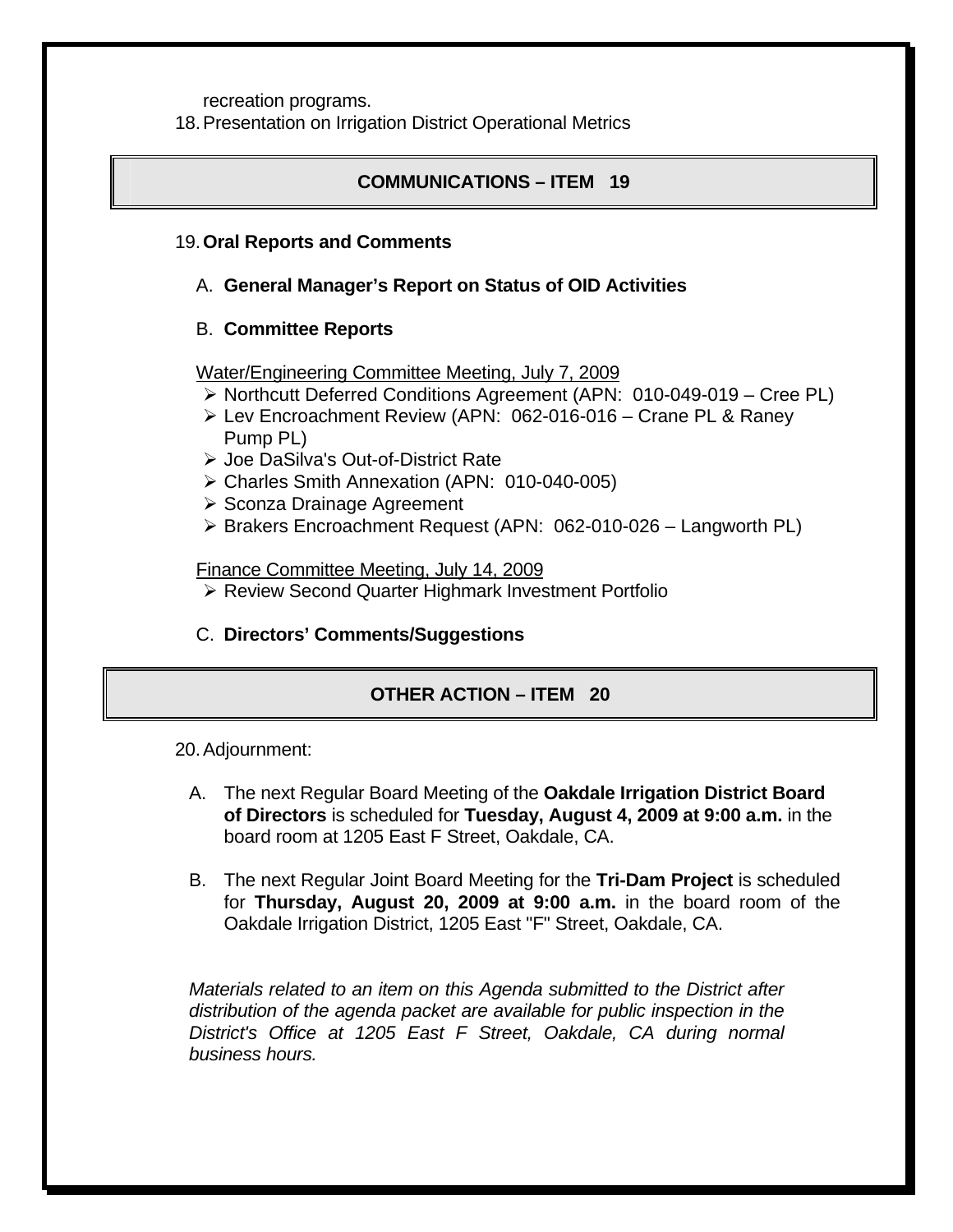recreation programs.

18. Presentation on Irrigation District Operational Metrics

## COMMUNICATIONS – ITEM 19

19. **Oral Reports and Comments**

   A. **General Manager's Report on Status of OID Activities**

   B. **Committee Reports**

   Water/Engineering Committee Meeting, July 7, 2009

   - Northcutt Deferred Conditions Agreement (APN: 010-049-019 – Cree PL)
   - Lev Encroachment Review (APN: 062-016-016 – Crane PL & Raney Pump PL)
   - Joe DaSilva's Out-of-District Rate
   - Charles Smith Annexation (APN: 010-040-005)
   - Sconza Drainage Agreement
   - Brakers Encroachment Request (APN: 062-010-026 – Langworth PL)

   Finance Committee Meeting, July 14, 2009

   - Review Second Quarter Highmark Investment Portfolio

   C. **Directors' Comments/Suggestions**

## OTHER ACTION – ITEM 20

20. Adjournment:

   A. The next Regular Board Meeting of the **Oakdale Irrigation District Board of Directors** is scheduled for **Tuesday, August 4, 2009 at 9:00 a.m.** in the board room at 1205 East F Street, Oakdale, CA.

   B. The next Regular Joint Board Meeting for the **Tri-Dam Project** is scheduled for **Thursday, August 20, 2009 at 9:00 a.m.** in the board room of the Oakdale Irrigation District, 1205 East "F" Street, Oakdale, CA.

*Materials related to an item on this Agenda submitted to the District after distribution of the agenda packet are available for public inspection in the District's Office at 1205 East F Street, Oakdale, CA during normal business hours.*